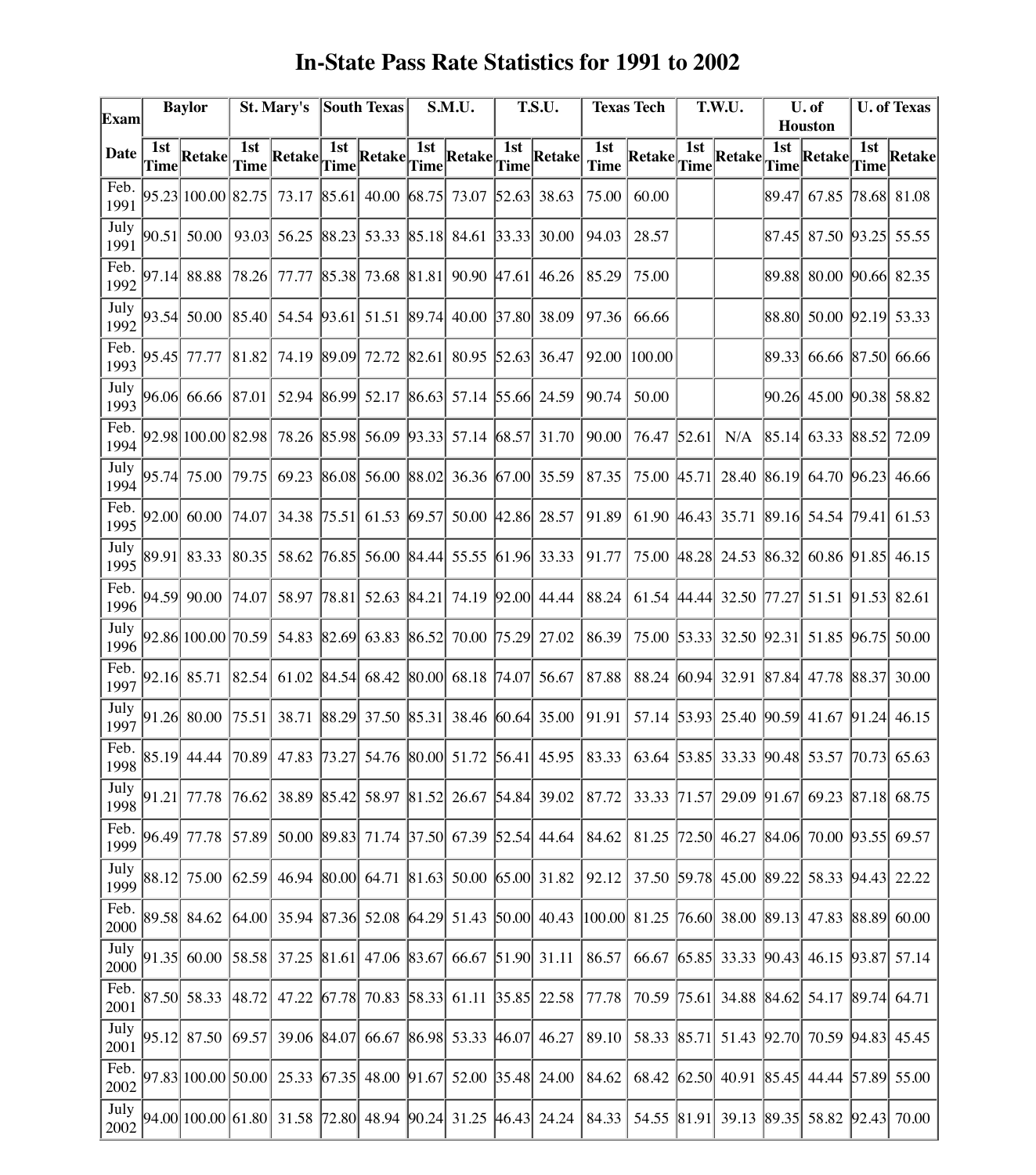# In-State Pass Rate Statistics for 1991 to 2002

| Exam | Baylor | | St. Mary's | | South Texas | | S.M.U. | | T.S.U. | | Texas Tech | | T.W.U. | | U. of Houston | | U. of Texas | |
|---|---|---|---|---|---|---|---|---|---|---|---|---|---|---|---|---|---|---|
| Date | 1st Time | Retake | 1st Time | Retake | 1st Time | Retake | 1st Time | Retake | 1st Time | Retake | 1st Time | Retake | 1st Time | Retake | 1st Time | Retake | 1st Time | Retake |
| Feb. 1991 | 95.23 | 100.00 | 82.75 | 73.17 | 85.61 | 40.00 | 68.75 | 73.07 | 52.63 | 38.63 | 75.00 | 60.00 | | | 89.47 | 67.85 | 78.68 | 81.08 |
| July 1991 | 90.51 | 50.00 | 93.03 | 56.25 | 88.23 | 53.33 | 85.18 | 84.61 | 33.33 | 30.00 | 94.03 | 28.57 | | | 87.45 | 87.50 | 93.25 | 55.55 |
| Feb. 1992 | 97.14 | 88.88 | 78.26 | 77.77 | 85.38 | 73.68 | 81.81 | 90.90 | 47.61 | 46.26 | 85.29 | 75.00 | | | 89.88 | 80.00 | 90.66 | 82.35 |
| July 1992 | 93.54 | 50.00 | 85.40 | 54.54 | 93.61 | 51.51 | 89.74 | 40.00 | 37.80 | 38.09 | 97.36 | 66.66 | | | 88.80 | 50.00 | 92.19 | 53.33 |
| Feb. 1993 | 95.45 | 77.77 | 81.82 | 74.19 | 89.09 | 72.72 | 82.61 | 80.95 | 52.63 | 36.47 | 92.00 | 100.00 | | | 89.33 | 66.66 | 87.50 | 66.66 |
| July 1993 | 96.06 | 66.66 | 87.01 | 52.94 | 86.99 | 52.17 | 86.63 | 57.14 | 55.66 | 24.59 | 90.74 | 50.00 | | | 90.26 | 45.00 | 90.38 | 58.82 |
| Feb. 1994 | 92.98 | 100.00 | 82.98 | 78.26 | 85.98 | 56.09 | 93.33 | 57.14 | 68.57 | 31.70 | 90.00 | 76.47 | 52.61 | N/A | 85.14 | 63.33 | 88.52 | 72.09 |
| July 1994 | 95.74 | 75.00 | 79.75 | 69.23 | 86.08 | 56.00 | 88.02 | 36.36 | 67.00 | 35.59 | 87.35 | 75.00 | 45.71 | 28.40 | 86.19 | 64.70 | 96.23 | 46.66 |
| Feb. 1995 | 92.00 | 60.00 | 74.07 | 34.38 | 75.51 | 61.53 | 69.57 | 50.00 | 42.86 | 28.57 | 91.89 | 61.90 | 46.43 | 35.71 | 89.16 | 54.54 | 79.41 | 61.53 |
| July 1995 | 89.91 | 83.33 | 80.35 | 58.62 | 76.85 | 56.00 | 84.44 | 55.55 | 61.96 | 33.33 | 91.77 | 75.00 | 48.28 | 24.53 | 86.32 | 60.86 | 91.85 | 46.15 |
| Feb. 1996 | 94.59 | 90.00 | 74.07 | 58.97 | 78.81 | 52.63 | 84.21 | 74.19 | 92.00 | 44.44 | 88.24 | 61.54 | 44.44 | 32.50 | 77.27 | 51.51 | 91.53 | 82.61 |
| July 1996 | 92.86 | 100.00 | 70.59 | 54.83 | 82.69 | 63.83 | 86.52 | 70.00 | 75.29 | 27.02 | 86.39 | 75.00 | 53.33 | 32.50 | 92.31 | 51.85 | 96.75 | 50.00 |
| Feb. 1997 | 92.16 | 85.71 | 82.54 | 61.02 | 84.54 | 68.42 | 80.00 | 68.18 | 74.07 | 56.67 | 87.88 | 88.24 | 60.94 | 32.91 | 87.84 | 47.78 | 88.37 | 30.00 |
| July 1997 | 91.26 | 80.00 | 75.51 | 38.71 | 88.29 | 37.50 | 85.31 | 38.46 | 60.64 | 35.00 | 91.91 | 57.14 | 53.93 | 25.40 | 90.59 | 41.67 | 91.24 | 46.15 |
| Feb. 1998 | 85.19 | 44.44 | 70.89 | 47.83 | 73.27 | 54.76 | 80.00 | 51.72 | 56.41 | 45.95 | 83.33 | 63.64 | 53.85 | 33.33 | 90.48 | 53.57 | 70.73 | 65.63 |
| July 1998 | 91.21 | 77.78 | 76.62 | 38.89 | 85.42 | 58.97 | 81.52 | 26.67 | 54.84 | 39.02 | 87.72 | 33.33 | 71.57 | 29.09 | 91.67 | 69.23 | 87.18 | 68.75 |
| Feb. 1999 | 96.49 | 77.78 | 57.89 | 50.00 | 89.83 | 71.74 | 37.50 | 67.39 | 52.54 | 44.64 | 84.62 | 81.25 | 72.50 | 46.27 | 84.06 | 70.00 | 93.55 | 69.57 |
| July 1999 | 88.12 | 75.00 | 62.59 | 46.94 | 80.00 | 64.71 | 81.63 | 50.00 | 65.00 | 31.82 | 92.12 | 37.50 | 59.78 | 45.00 | 89.22 | 58.33 | 94.43 | 22.22 |
| Feb. 2000 | 89.58 | 84.62 | 64.00 | 35.94 | 87.36 | 52.08 | 64.29 | 51.43 | 50.00 | 40.43 | 100.00 | 81.25 | 76.60 | 38.00 | 89.13 | 47.83 | 88.89 | 60.00 |
| July 2000 | 91.35 | 60.00 | 58.58 | 37.25 | 81.61 | 47.06 | 83.67 | 66.67 | 51.90 | 31.11 | 86.57 | 66.67 | 65.85 | 33.33 | 90.43 | 46.15 | 93.87 | 57.14 |
| Feb. 2001 | 87.50 | 58.33 | 48.72 | 47.22 | 67.78 | 70.83 | 58.33 | 61.11 | 35.85 | 22.58 | 77.78 | 70.59 | 75.61 | 34.88 | 84.62 | 54.17 | 89.74 | 64.71 |
| July 2001 | 95.12 | 87.50 | 69.57 | 39.06 | 84.07 | 66.67 | 86.98 | 53.33 | 46.07 | 46.27 | 89.10 | 58.33 | 85.71 | 51.43 | 92.70 | 70.59 | 94.83 | 45.45 |
| Feb. 2002 | 97.83 | 100.00 | 50.00 | 25.33 | 67.35 | 48.00 | 91.67 | 52.00 | 35.48 | 24.00 | 84.62 | 68.42 | 62.50 | 40.91 | 85.45 | 44.44 | 57.89 | 55.00 |
| July 2002 | 94.00 | 100.00 | 61.80 | 31.58 | 72.80 | 48.94 | 90.24 | 31.25 | 46.43 | 24.24 | 84.33 | 54.55 | 81.91 | 39.13 | 89.35 | 58.82 | 92.43 | 70.00 |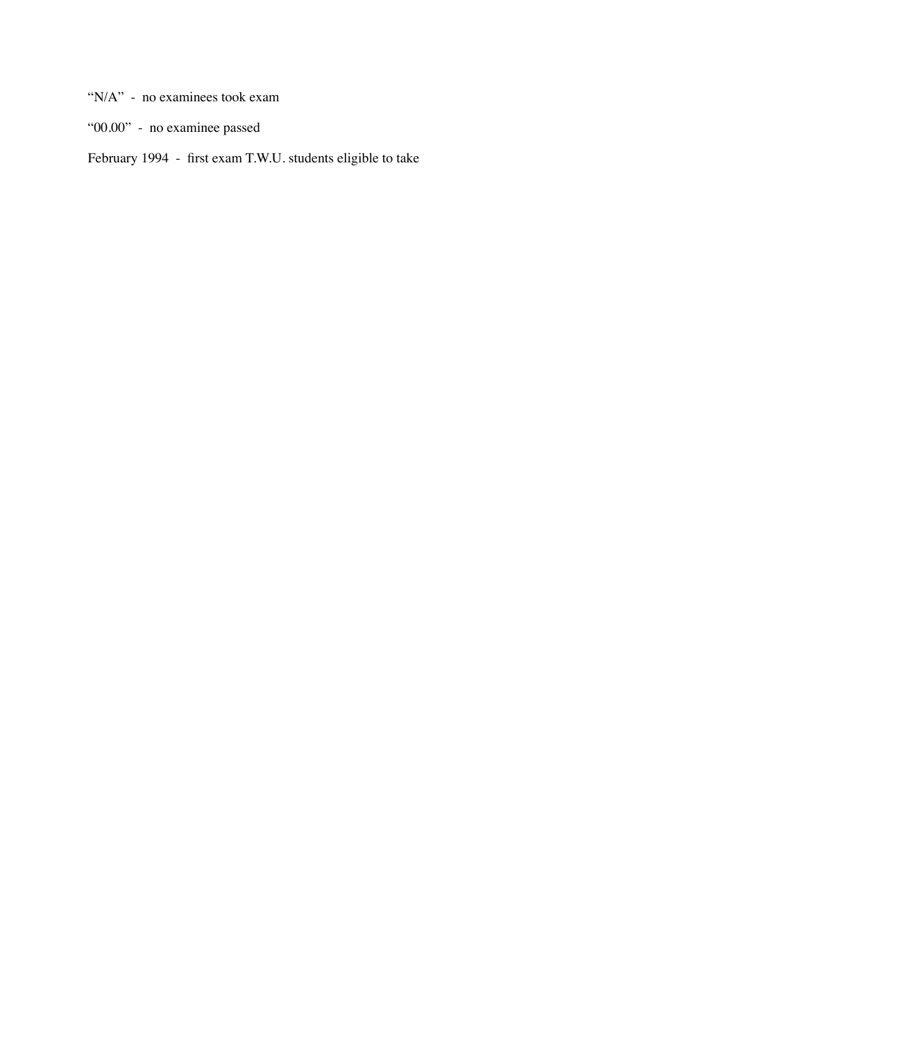"N/A" - no examinees took exam

"00.00" - no examinee passed

February 1994 - first exam T.W.U. students eligible to take